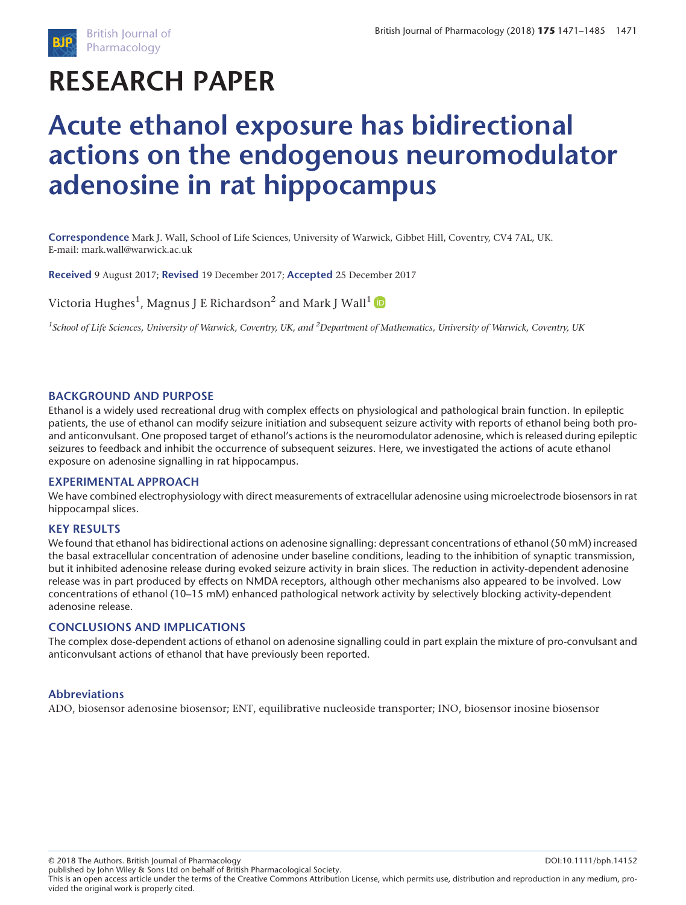# RESEARCH PAPER

# Acute ethanol exposure has bidirectional actions on the endogenous neuromodulator adenosine in rat hippocampus

**Correspondence** Mark J. Wall, School of Life Sciences, University of Warwick, Gibbet Hill, Coventry, CV4 7AL, UK. E-mail: mark.wall@warwick.ac.uk

**Received** 9 August 2017; **Revised** 19 December 2017; **Accepted** 25 December 2017

Victoria Hughes[1], Magnus J E Richardson[2] and Mark J Wall[1]

*[1]School of Life Sciences, University of Warwick, Coventry, UK, and [2]Department of Mathematics, University of Warwick, Coventry, UK*

## BACKGROUND AND PURPOSE

Ethanol is a widely used recreational drug with complex effects on physiological and pathological brain function. In epileptic patients, the use of ethanol can modify seizure initiation and subsequent seizure activity with reports of ethanol being both pro- and anticonvulsant. One proposed target of ethanol's actions is the neuromodulator adenosine, which is released during epileptic seizures to feedback and inhibit the occurrence of subsequent seizures. Here, we investigated the actions of acute ethanol exposure on adenosine signalling in rat hippocampus.

## EXPERIMENTAL APPROACH

We have combined electrophysiology with direct measurements of extracellular adenosine using microelectrode biosensors in rat hippocampal slices.

## KEY RESULTS

We found that ethanol has bidirectional actions on adenosine signalling: depressant concentrations of ethanol (50 mM) increased the basal extracellular concentration of adenosine under baseline conditions, leading to the inhibition of synaptic transmission, but it inhibited adenosine release during evoked seizure activity in brain slices. The reduction in activity-dependent adenosine release was in part produced by effects on NMDA receptors, although other mechanisms also appeared to be involved. Low concentrations of ethanol (10–15 mM) enhanced pathological network activity by selectively blocking activity-dependent adenosine release.

## CONCLUSIONS AND IMPLICATIONS

The complex dose-dependent actions of ethanol on adenosine signalling could in part explain the mixture of pro-convulsant and anticonvulsant actions of ethanol that have previously been reported.

### Abbreviations

ADO, biosensor adenosine biosensor; ENT, equilibrative nucleoside transporter; INO, biosensor inosine biosensor

© 2018 The Authors. British Journal of Pharmacology published by John Wiley & Sons Ltd on behalf of British Pharmacological Society.
This is an open access article under the terms of the Creative Commons Attribution License, which permits use, distribution and reproduction in any medium, provided the original work is properly cited.

DOI:10.1111/bph.14152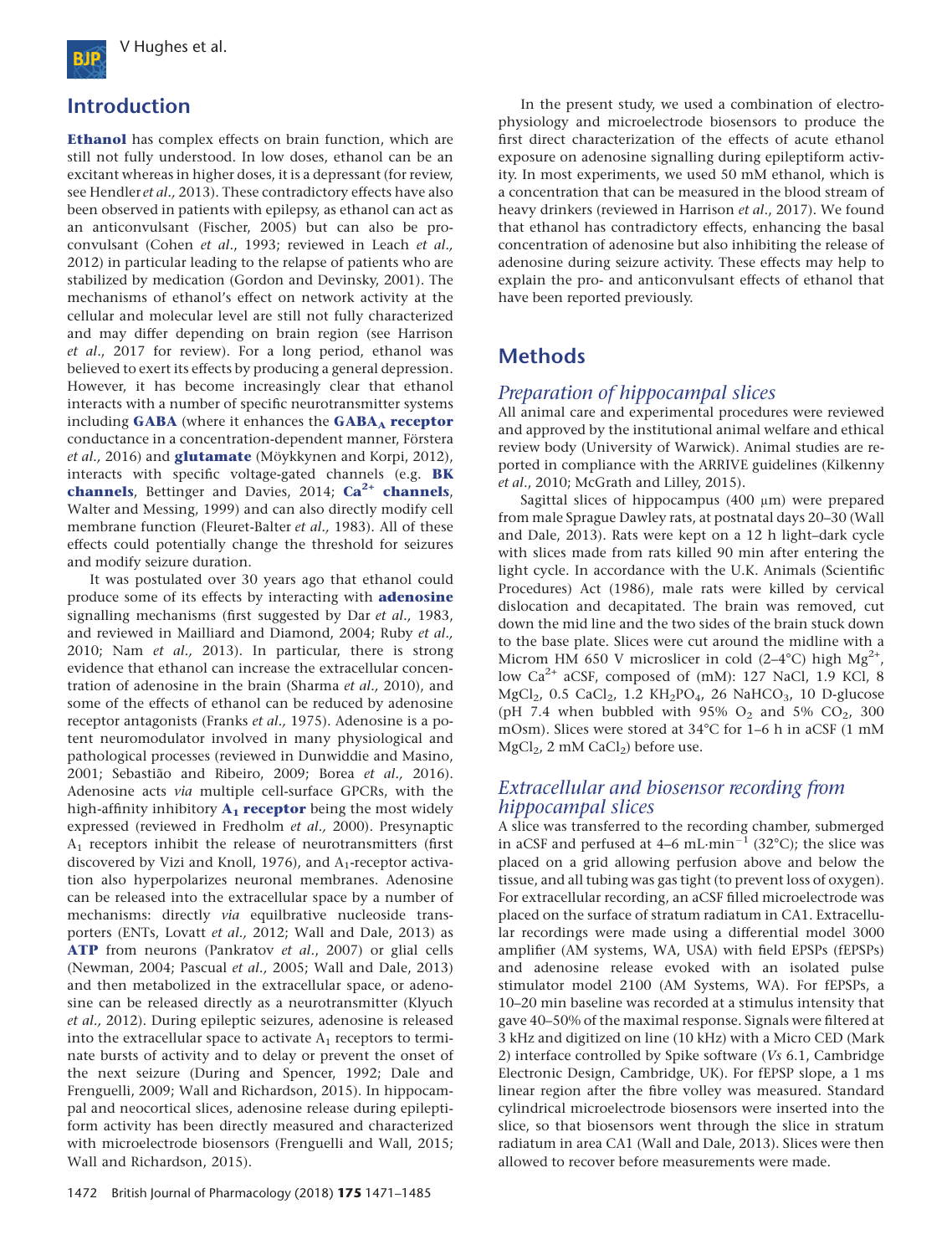## Introduction

**Ethanol** has complex effects on brain function, which are still not fully understood. In low doses, ethanol can be an excitant whereas in higher doses, it is a depressant (for review, see Hendler *et al.,* 2013). These contradictory effects have also been observed in patients with epilepsy, as ethanol can act as an anticonvulsant (Fischer, 2005) but can also be proconvulsant (Cohen *et al*., 1993; reviewed in Leach *et al.,* 2012) in particular leading to the relapse of patients who are stabilized by medication (Gordon and Devinsky, 2001). The mechanisms of ethanol's effect on network activity at the cellular and molecular level are still not fully characterized and may differ depending on brain region (see Harrison *et al*., 2017 for review). For a long period, ethanol was believed to exert its effects by producing a general depression. However, it has become increasingly clear that ethanol interacts with a number of specific neurotransmitter systems including **GABA** (where it enhances the **$GABA_A$ receptor** conductance in a concentration-dependent manner, Förstera *et al.,* 2016) and **glutamate** (Möykkynen and Korpi, 2012), interacts with specific voltage-gated channels (e.g. **BK channels**, Bettinger and Davies, 2014; **$Ca^{2+}$ channels**, Walter and Messing, 1999) and can also directly modify cell membrane function (Fleuret-Balter *et al.,* 1983). All of these effects could potentially change the threshold for seizures and modify seizure duration.

It was postulated over 30 years ago that ethanol could produce some of its effects by interacting with **adenosine** signalling mechanisms (first suggested by Dar *et al.,* 1983, and reviewed in Mailliard and Diamond, 2004; Ruby *et al.,* 2010; Nam *et al.,* 2013). In particular, there is strong evidence that ethanol can increase the extracellular concentration of adenosine in the brain (Sharma *et al.,* 2010), and some of the effects of ethanol can be reduced by adenosine receptor antagonists (Franks *et al.,* 1975). Adenosine is a potent neuromodulator involved in many physiological and pathological processes (reviewed in Dunwiddie and Masino, 2001; Sebastião and Ribeiro, 2009; Borea *et al.,* 2016). Adenosine acts *via* multiple cell-surface GPCRs, with the high-affinity inhibitory **$A_1$ receptor** being the most widely expressed (reviewed in Fredholm *et al.,* 2000). Presynaptic $A_1$ receptors inhibit the release of neurotransmitters (first discovered by Vizi and Knoll, 1976), and $A_1$-receptor activation also hyperpolarizes neuronal membranes. Adenosine can be released into the extracellular space by a number of mechanisms: directly *via* equilbrative nucleoside transporters (ENTs, Lovatt *et al.,* 2012; Wall and Dale, 2013) as **ATP** from neurons (Pankratov *et al*., 2007) or glial cells (Newman, 2004; Pascual *et al.,* 2005; Wall and Dale, 2013) and then metabolized in the extracellular space, or adenosine can be released directly as a neurotransmitter (Klyuch *et al.,* 2012). During epileptic seizures, adenosine is released into the extracellular space to activate $A_1$ receptors to terminate bursts of activity and to delay or prevent the onset of the next seizure (During and Spencer, 1992; Dale and Frenguelli, 2009; Wall and Richardson, 2015). In hippocampal and neocortical slices, adenosine release during epileptiform activity has been directly measured and characterized with microelectrode biosensors (Frenguelli and Wall, 2015; Wall and Richardson, 2015).

In the present study, we used a combination of electrophysiology and microelectrode biosensors to produce the first direct characterization of the effects of acute ethanol exposure on adenosine signalling during epileptiform activity. In most experiments, we used 50 mM ethanol, which is a concentration that can be measured in the blood stream of heavy drinkers (reviewed in Harrison *et al*., 2017). We found that ethanol has contradictory effects, enhancing the basal concentration of adenosine but also inhibiting the release of adenosine during seizure activity. These effects may help to explain the pro- and anticonvulsant effects of ethanol that have been reported previously.

## Methods

### *Preparation of hippocampal slices*

All animal care and experimental procedures were reviewed and approved by the institutional animal welfare and ethical review body (University of Warwick). Animal studies are reported in compliance with the ARRIVE guidelines (Kilkenny *et al*., 2010; McGrath and Lilley, 2015).

Sagittal slices of hippocampus (400 μm) were prepared from male Sprague Dawley rats, at postnatal days 20–30 (Wall and Dale, 2013). Rats were kept on a 12 h light–dark cycle with slices made from rats killed 90 min after entering the light cycle. In accordance with the U.K. Animals (Scientific Procedures) Act (1986), male rats were killed by cervical dislocation and decapitated. The brain was removed, cut down the mid line and the two sides of the brain stuck down to the base plate. Slices were cut around the midline with a Microm HM 650 V microslicer in cold (2–4°C) high $Mg^{2+}$, low $Ca^{2+}$ aCSF, composed of (mM): 127 NaCl, 1.9 KCl, 8 $MgCl_2$, 0.5 $CaCl_2$, 1.2 $KH_2PO_4$, 26 $NaHCO_3$, 10 D-glucose (pH 7.4 when bubbled with 95% $O_2$ and 5% $CO_2$, 300 mOsm). Slices were stored at 34°C for 1–6 h in aCSF (1 mM $MgCl_2$, 2 mM $CaCl_2$) before use.

### *Extracellular and biosensor recording from hippocampal slices*

A slice was transferred to the recording chamber, submerged in aCSF and perfused at 4–6 $mL \cdot min^{-1}$ (32°C); the slice was placed on a grid allowing perfusion above and below the tissue, and all tubing was gas tight (to prevent loss of oxygen). For extracellular recording, an aCSF filled microelectrode was placed on the surface of stratum radiatum in CA1. Extracellular recordings were made using a differential model 3000 amplifier (AM systems, WA, USA) with field EPSPs (fEPSPs) and adenosine release evoked with an isolated pulse stimulator model 2100 (AM Systems, WA). For fEPSPs, a 10–20 min baseline was recorded at a stimulus intensity that gave 40–50% of the maximal response. Signals were filtered at 3 kHz and digitized on line (10 kHz) with a Micro CED (Mark 2) interface controlled by Spike software (*Vs* 6.1, Cambridge Electronic Design, Cambridge, UK). For fEPSP slope, a 1 ms linear region after the fibre volley was measured. Standard cylindrical microelectrode biosensors were inserted into the slice, so that biosensors went through the slice in stratum radiatum in area CA1 (Wall and Dale, 2013). Slices were then allowed to recover before measurements were made.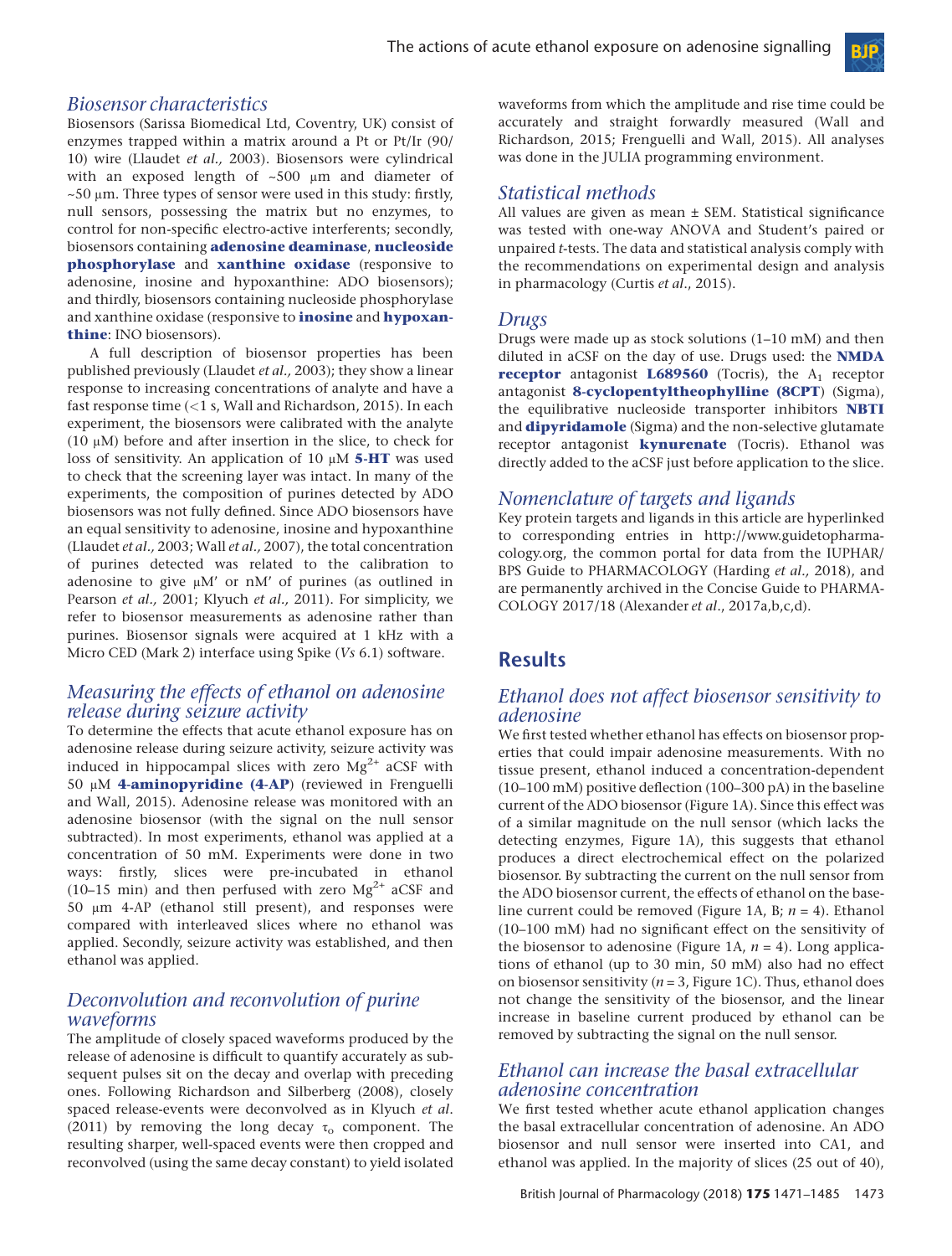### Biosensor characteristics

Biosensors (Sarissa Biomedical Ltd, Coventry, UK) consist of enzymes trapped within a matrix around a Pt or Pt/Ir (90/10) wire (Llaudet *et al.,* 2003). Biosensors were cylindrical with an exposed length of ~500 μm and diameter of ~50 μm. Three types of sensor were used in this study: firstly, null sensors, possessing the matrix but no enzymes, to control for non-specific electro-active interferents; secondly, biosensors containing **adenosine deaminase**, **nucleoside phosphorylase** and **xanthine oxidase** (responsive to adenosine, inosine and hypoxanthine: ADO biosensors); and thirdly, biosensors containing nucleoside phosphorylase and xanthine oxidase (responsive to **inosine** and **hypoxanthine**: INO biosensors).

A full description of biosensor properties has been published previously (Llaudet *et al.,* 2003); they show a linear response to increasing concentrations of analyte and have a fast response time (<1 s, Wall and Richardson, 2015). In each experiment, the biosensors were calibrated with the analyte (10 μM) before and after insertion in the slice, to check for loss of sensitivity. An application of 10 μM **5-HT** was used to check that the screening layer was intact. In many of the experiments, the composition of purines detected by ADO biosensors was not fully defined. Since ADO biosensors have an equal sensitivity to adenosine, inosine and hypoxanthine (Llaudet *et al.,* 2003; Wall *et al.,* 2007), the total concentration of purines detected was related to the calibration to adenosine to give μM' or nM' of purines (as outlined in Pearson *et al.,* 2001; Klyuch *et al.,* 2011). For simplicity, we refer to biosensor measurements as adenosine rather than purines. Biosensor signals were acquired at 1 kHz with a Micro CED (Mark 2) interface using Spike (*Vs* 6.1) software.

### Measuring the effects of ethanol on adenosine release during seizure activity

To determine the effects that acute ethanol exposure has on adenosine release during seizure activity, seizure activity was induced in hippocampal slices with zero $Mg^{2+}$ aCSF with 50 μM **4-aminopyridine (4-AP)** (reviewed in Frenguelli and Wall, 2015). Adenosine release was monitored with an adenosine biosensor (with the signal on the null sensor subtracted). In most experiments, ethanol was applied at a concentration of 50 mM. Experiments were done in two ways: firstly, slices were pre-incubated in ethanol (10–15 min) and then perfused with zero $Mg^{2+}$ aCSF and 50 μm 4-AP (ethanol still present), and responses were compared with interleaved slices where no ethanol was applied. Secondly, seizure activity was established, and then ethanol was applied.

### Deconvolution and reconvolution of purine waveforms

The amplitude of closely spaced waveforms produced by the release of adenosine is difficult to quantify accurately as subsequent pulses sit on the decay and overlap with preceding ones. Following Richardson and Silberberg (2008), closely spaced release-events were deconvolved as in Klyuch *et al.* (2011) by removing the long decay $\tau_o$ component. The resulting sharper, well-spaced events were then cropped and reconvolved (using the same decay constant) to yield isolated waveforms from which the amplitude and rise time could be accurately and straight forwardly measured (Wall and Richardson, 2015; Frenguelli and Wall, 2015). All analyses was done in the JULIA programming environment.

### Statistical methods

All values are given as mean ± SEM. Statistical significance was tested with one-way ANOVA and Student's paired or unpaired *t*-tests. The data and statistical analysis comply with the recommendations on experimental design and analysis in pharmacology (Curtis *et al*., 2015).

### Drugs

Drugs were made up as stock solutions (1–10 mM) and then diluted in aCSF on the day of use. Drugs used: the **NMDA receptor** antagonist **L689560** (Tocris), the $A_1$ receptor antagonist **8-cyclopentyltheophylline (8CPT)** (Sigma), the equilibrative nucleoside transporter inhibitors **NBTI** and **dipyridamole** (Sigma) and the non-selective glutamate receptor antagonist **kynurenate** (Tocris). Ethanol was directly added to the aCSF just before application to the slice.

### Nomenclature of targets and ligands

Key protein targets and ligands in this article are hyperlinked to corresponding entries in http://www.guidetopharmacology.org, the common portal for data from the IUPHAR/BPS Guide to PHARMACOLOGY (Harding *et al.,* 2018), and are permanently archived in the Concise Guide to PHARMACOLOGY 2017/18 (Alexander *et al*., 2017a,b,c,d).

## Results

### Ethanol does not affect biosensor sensitivity to adenosine

We first tested whether ethanol has effects on biosensor properties that could impair adenosine measurements. With no tissue present, ethanol induced a concentration-dependent (10–100 mM) positive deflection (100–300 pA) in the baseline current of the ADO biosensor (Figure 1A). Since this effect was of a similar magnitude on the null sensor (which lacks the detecting enzymes, Figure 1A), this suggests that ethanol produces a direct electrochemical effect on the polarized biosensor. By subtracting the current on the null sensor from the ADO biosensor current, the effects of ethanol on the baseline current could be removed (Figure 1A, B; $n = 4$). Ethanol (10–100 mM) had no significant effect on the sensitivity of the biosensor to adenosine (Figure 1A, $n = 4$). Long applications of ethanol (up to 30 min, 50 mM) also had no effect on biosensor sensitivity ($n = 3$, Figure 1C). Thus, ethanol does not change the sensitivity of the biosensor, and the linear increase in baseline current produced by ethanol can be removed by subtracting the signal on the null sensor.

### Ethanol can increase the basal extracellular adenosine concentration

We first tested whether acute ethanol application changes the basal extracellular concentration of adenosine. An ADO biosensor and null sensor were inserted into CA1, and ethanol was applied. In the majority of slices (25 out of 40),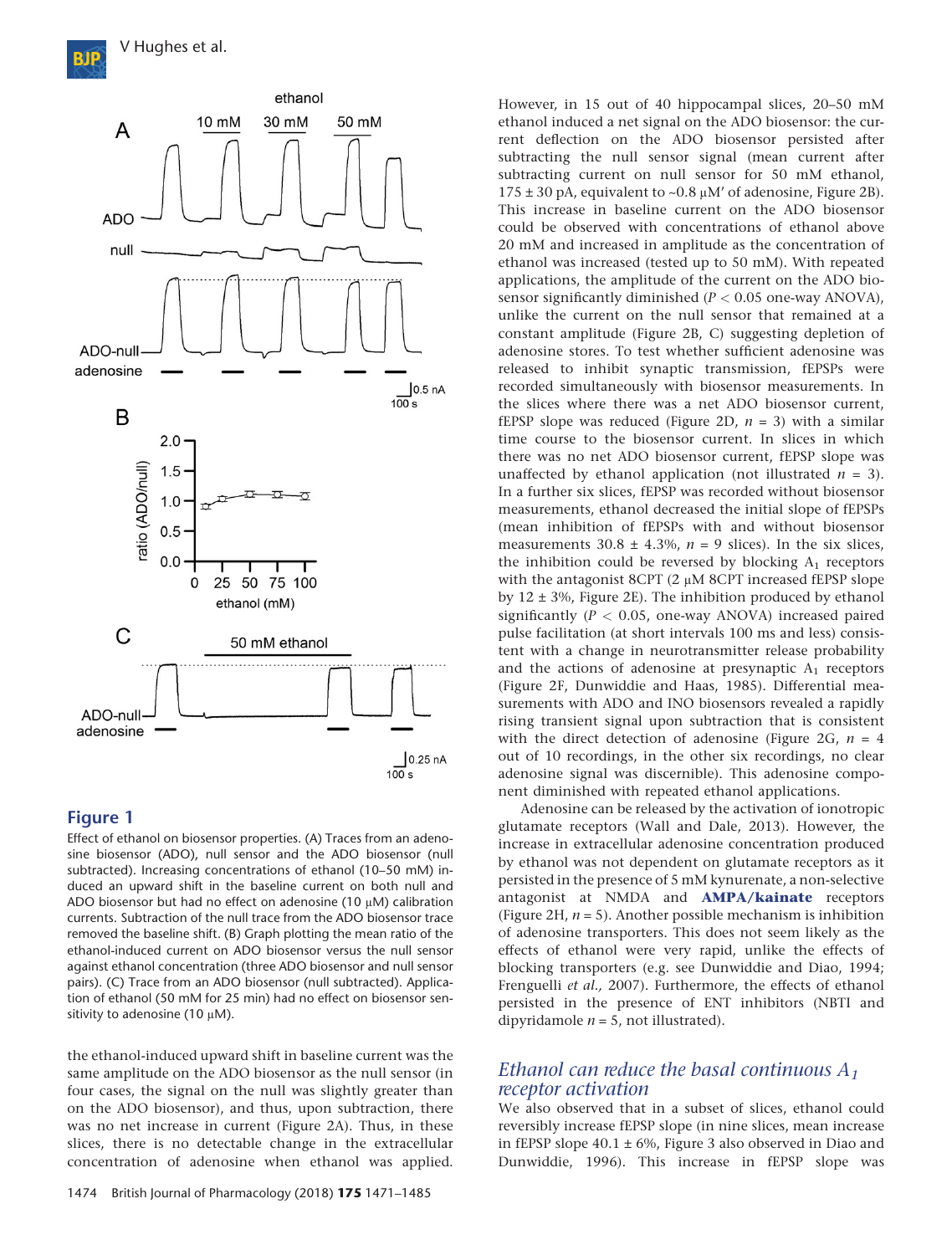## Figure 1

Effect of ethanol on biosensor properties. (A) Traces from an adenosine biosensor (ADO), null sensor and the ADO biosensor (null subtracted). Increasing concentrations of ethanol (10–50 mM) induced an upward shift in the baseline current on both null and ADO biosensor but had no effect on adenosine (10 μM) calibration currents. Subtraction of the null trace from the ADO biosensor trace removed the baseline shift. (B) Graph plotting the mean ratio of the ethanol-induced current on ADO biosensor versus the null sensor against ethanol concentration (three ADO biosensor and null sensor pairs). (C) Trace from an ADO biosensor (null subtracted). Application of ethanol (50 mM for 25 min) had no effect on biosensor sensitivity to adenosine (10 μM).

the ethanol-induced upward shift in baseline current was the same amplitude on the ADO biosensor as the null sensor (in four cases, the signal on the null was slightly greater than on the ADO biosensor), and thus, upon subtraction, there was no net increase in current (Figure 2A). Thus, in these slices, there is no detectable change in the extracellular concentration of adenosine when ethanol was applied. However, in 15 out of 40 hippocampal slices, 20–50 mM ethanol induced a net signal on the ADO biosensor: the current deflection on the ADO biosensor persisted after subtracting the null sensor signal (mean current after subtracting current on null sensor for 50 mM ethanol, 175 ± 30 pA, equivalent to ~0.8 μM′ of adenosine, Figure 2B). This increase in baseline current on the ADO biosensor could be observed with concentrations of ethanol above 20 mM and increased in amplitude as the concentration of ethanol was increased (tested up to 50 mM). With repeated applications, the amplitude of the current on the ADO biosensor significantly diminished ($P < 0.05$ one-way ANOVA), unlike the current on the null sensor that remained at a constant amplitude (Figure 2B, C) suggesting depletion of adenosine stores. To test whether sufficient adenosine was released to inhibit synaptic transmission, fEPSPs were recorded simultaneously with biosensor measurements. In the slices where there was a net ADO biosensor current, fEPSP slope was reduced (Figure 2D, $n = 3$) with a similar time course to the biosensor current. In slices in which there was no net ADO biosensor current, fEPSP slope was unaffected by ethanol application (not illustrated $n = 3$). In a further six slices, fEPSP was recorded without biosensor measurements, ethanol decreased the initial slope of fEPSPs (mean inhibition of fEPSPs with and without biosensor measurements 30.8 ± 4.3%, $n = 9$ slices). In the six slices, the inhibition could be reversed by blocking $A_1$ receptors with the antagonist 8CPT (2 μM 8CPT increased fEPSP slope by 12 ± 3%, Figure 2E). The inhibition produced by ethanol significantly ($P < 0.05$, one-way ANOVA) increased paired pulse facilitation (at short intervals 100 ms and less) consistent with a change in neurotransmitter release probability and the actions of adenosine at presynaptic $A_1$ receptors (Figure 2F, Dunwiddie and Haas, 1985). Differential measurements with ADO and INO biosensors revealed a rapidly rising transient signal upon subtraction that is consistent with the direct detection of adenosine (Figure 2G, $n = 4$ out of 10 recordings, in the other six recordings, no clear adenosine signal was discernible). This adenosine component diminished with repeated ethanol applications.

Adenosine can be released by the activation of ionotropic glutamate receptors (Wall and Dale, 2013). However, the increase in extracellular adenosine concentration produced by ethanol was not dependent on glutamate receptors as it persisted in the presence of 5 mM kynurenate, a non-selective antagonist at NMDA and **AMPA/kainate** receptors (Figure 2H, $n = 5$). Another possible mechanism is inhibition of adenosine transporters. This does not seem likely as the effects of ethanol were very rapid, unlike the effects of blocking transporters (e.g. see Dunwiddie and Diao, 1994; Frenguelli *et al.,* 2007). Furthermore, the effects of ethanol persisted in the presence of ENT inhibitors (NBTI and dipyridamole $n = 5$, not illustrated).

### *Ethanol can reduce the basal continuous $A_1$ receptor activation*

We also observed that in a subset of slices, ethanol could reversibly increase fEPSP slope (in nine slices, mean increase in fEPSP slope 40.1 ± 6%, Figure 3 also observed in Diao and Dunwiddie, 1996). This increase in fEPSP slope was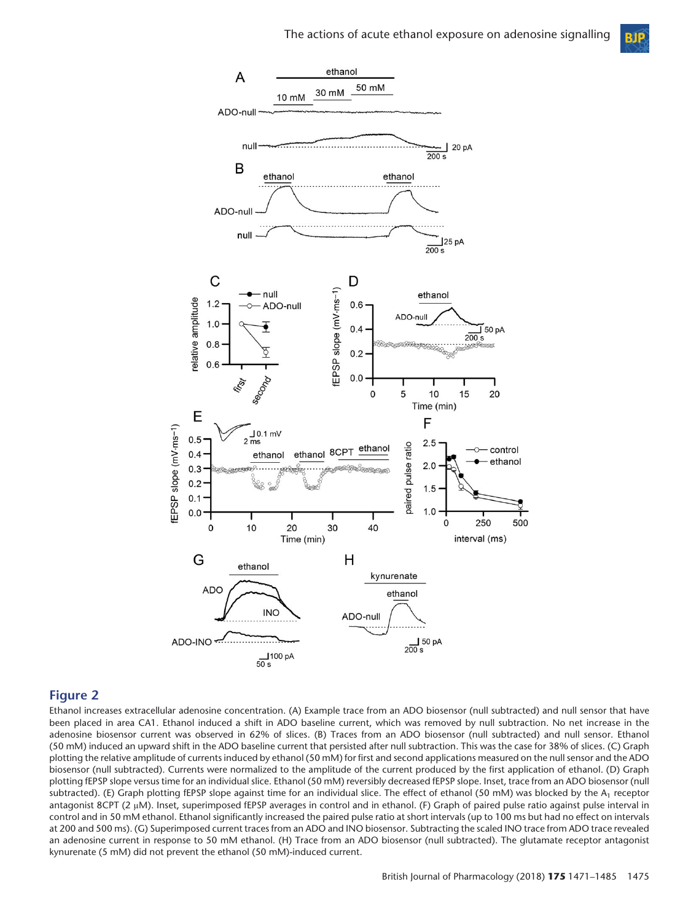## Figure 2

Ethanol increases extracellular adenosine concentration. (A) Example trace from an ADO biosensor (null subtracted) and null sensor that have been placed in area CA1. Ethanol induced a shift in ADO baseline current, which was removed by null subtraction. No net increase in the adenosine biosensor current was observed in 62% of slices. (B) Traces from an ADO biosensor (null subtracted) and null sensor. Ethanol (50 mM) induced an upward shift in the ADO baseline current that persisted after null subtraction. This was the case for 38% of slices. (C) Graph plotting the relative amplitude of currents induced by ethanol (50 mM) for first and second applications measured on the null sensor and the ADO biosensor (null subtracted). Currents were normalized to the amplitude of the current produced by the first application of ethanol. (D) Graph plotting fEPSP slope versus time for an individual slice. Ethanol (50 mM) reversibly decreased fEPSP slope. Inset, trace from an ADO biosensor (null subtracted). (E) Graph plotting fEPSP slope against time for an individual slice. The effect of ethanol (50 mM) was blocked by the $A_1$ receptor antagonist 8CPT (2 μM). Inset, superimposed fEPSP averages in control and in ethanol. (F) Graph of paired pulse ratio against pulse interval in control and in 50 mM ethanol. Ethanol significantly increased the paired pulse ratio at short intervals (up to 100 ms but had no effect on intervals at 200 and 500 ms). (G) Superimposed current traces from an ADO and INO biosensor. Subtracting the scaled INO trace from ADO trace revealed an adenosine current in response to 50 mM ethanol. (H) Trace from an ADO biosensor (null subtracted). The glutamate receptor antagonist kynurenate (5 mM) did not prevent the ethanol (50 mM)-induced current.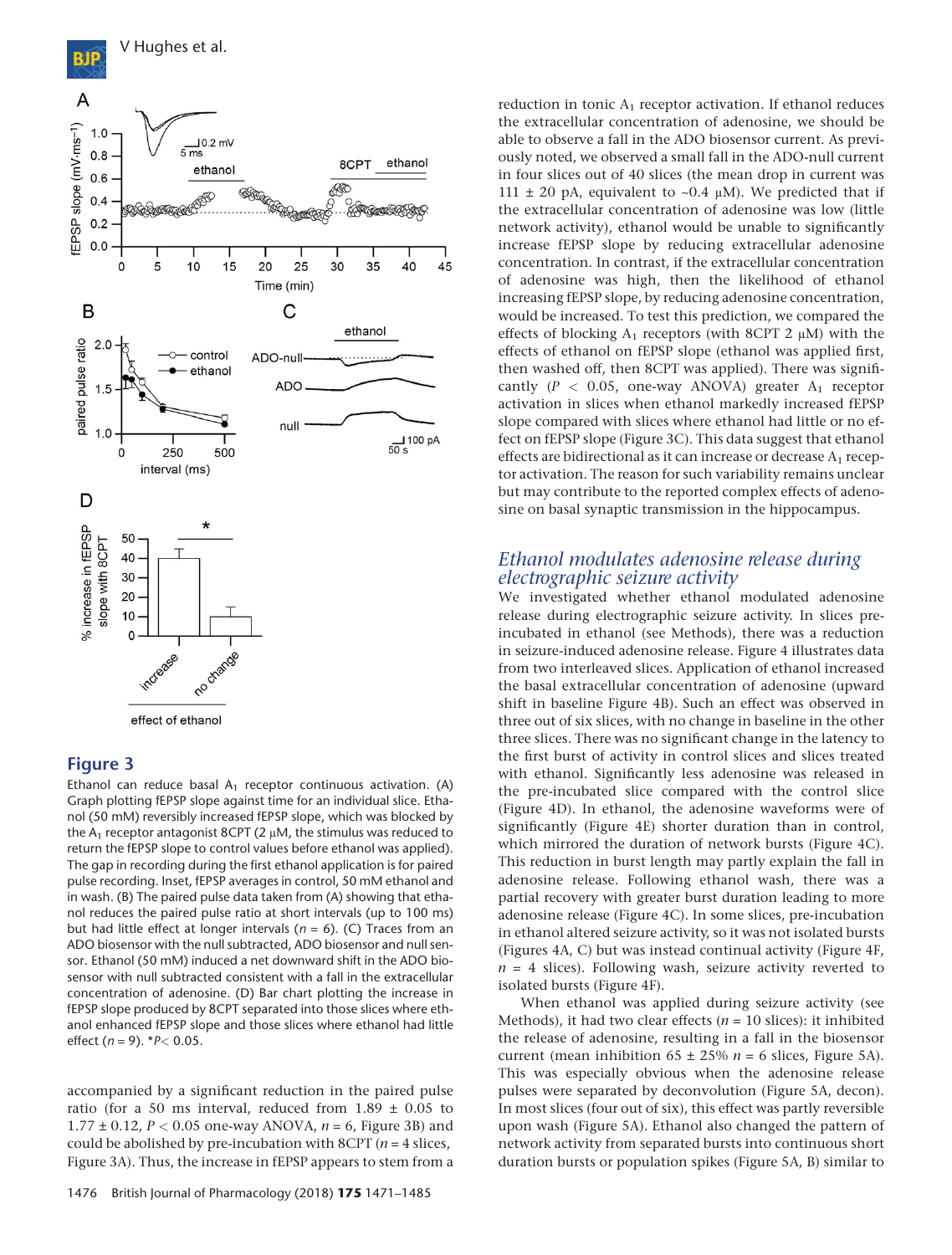## Figure 3

Ethanol can reduce basal $A_1$ receptor continuous activation. (A) Graph plotting fEPSP slope against time for an individual slice. Ethanol (50 mM) reversibly increased fEPSP slope, which was blocked by the $A_1$ receptor antagonist 8CPT (2 μM, the stimulus was reduced to return the fEPSP slope to control values before ethanol was applied). The gap in recording during the first ethanol application is for paired pulse recording. Inset, fEPSP averages in control, 50 mM ethanol and in wash. (B) The paired pulse data taken from (A) showing that ethanol reduces the paired pulse ratio at short intervals (up to 100 ms) but had little effect at longer intervals ($n = 6$). (C) Traces from an ADO biosensor with the null subtracted, ADO biosensor and null sensor. Ethanol (50 mM) induced a net downward shift in the ADO biosensor with null subtracted consistent with a fall in the extracellular concentration of adenosine. (D) Bar chart plotting the increase in fEPSP slope produced by 8CPT separated into those slices where ethanol enhanced fEPSP slope and those slices where ethanol had little effect ($n = 9$). *$P < 0.05$.

accompanied by a significant reduction in the paired pulse ratio (for a 50 ms interval, reduced from 1.89 ± 0.05 to 1.77 ± 0.12, $P < 0.05$ one-way ANOVA, $n = 6$, Figure 3B) and could be abolished by pre-incubation with 8CPT ($n = 4$ slices, Figure 3A). Thus, the increase in fEPSP appears to stem from a reduction in tonic $A_1$ receptor activation. If ethanol reduces the extracellular concentration of adenosine, we should be able to observe a fall in the ADO biosensor current. As previously noted, we observed a small fall in the ADO-null current in four slices out of 40 slices (the mean drop in current was 111 ± 20 pA, equivalent to ~0.4 μM). We predicted that if the extracellular concentration of adenosine was low (little network activity), ethanol would be unable to significantly increase fEPSP slope by reducing extracellular adenosine concentration. In contrast, if the extracellular concentration of adenosine was high, then the likelihood of ethanol increasing fEPSP slope, by reducing adenosine concentration, would be increased. To test this prediction, we compared the effects of blocking $A_1$ receptors (with 8CPT 2 μM) with the effects of ethanol on fEPSP slope (ethanol was applied first, then washed off, then 8CPT was applied). There was significantly ($P < 0.05$, one-way ANOVA) greater $A_1$ receptor activation in slices when ethanol markedly increased fEPSP slope compared with slices where ethanol had little or no effect on fEPSP slope (Figure 3C). This data suggest that ethanol effects are bidirectional as it can increase or decrease $A_1$ receptor activation. The reason for such variability remains unclear but may contribute to the reported complex effects of adenosine on basal synaptic transmission in the hippocampus.

### *Ethanol modulates adenosine release during electrographic seizure activity*

We investigated whether ethanol modulated adenosine release during electrographic seizure activity. In slices pre-incubated in ethanol (see Methods), there was a reduction in seizure-induced adenosine release. Figure 4 illustrates data from two interleaved slices. Application of ethanol increased the basal extracellular concentration of adenosine (upward shift in baseline Figure 4B). Such an effect was observed in three out of six slices, with no change in baseline in the other three slices. There was no significant change in the latency to the first burst of activity in control slices and slices treated with ethanol. Significantly less adenosine was released in the pre-incubated slice compared with the control slice (Figure 4D). In ethanol, the adenosine waveforms were of significantly (Figure 4E) shorter duration than in control, which mirrored the duration of network bursts (Figure 4C). This reduction in burst length may partly explain the fall in adenosine release. Following ethanol wash, there was a partial recovery with greater burst duration leading to more adenosine release (Figure 4C). In some slices, pre-incubation in ethanol altered seizure activity, so it was not isolated bursts (Figures 4A, C) but was instead continual activity (Figure 4F, $n = 4$ slices). Following wash, seizure activity reverted to isolated bursts (Figure 4F).

When ethanol was applied during seizure activity (see Methods), it had two clear effects ($n = 10$ slices): it inhibited the release of adenosine, resulting in a fall in the biosensor current (mean inhibition 65 ± 25% $n = 6$ slices, Figure 5A). This was especially obvious when the adenosine release pulses were separated by deconvolution (Figure 5A, decon). In most slices (four out of six), this effect was partly reversible upon wash (Figure 5A). Ethanol also changed the pattern of network activity from separated bursts into continuous short duration bursts or population spikes (Figure 5A, B) similar to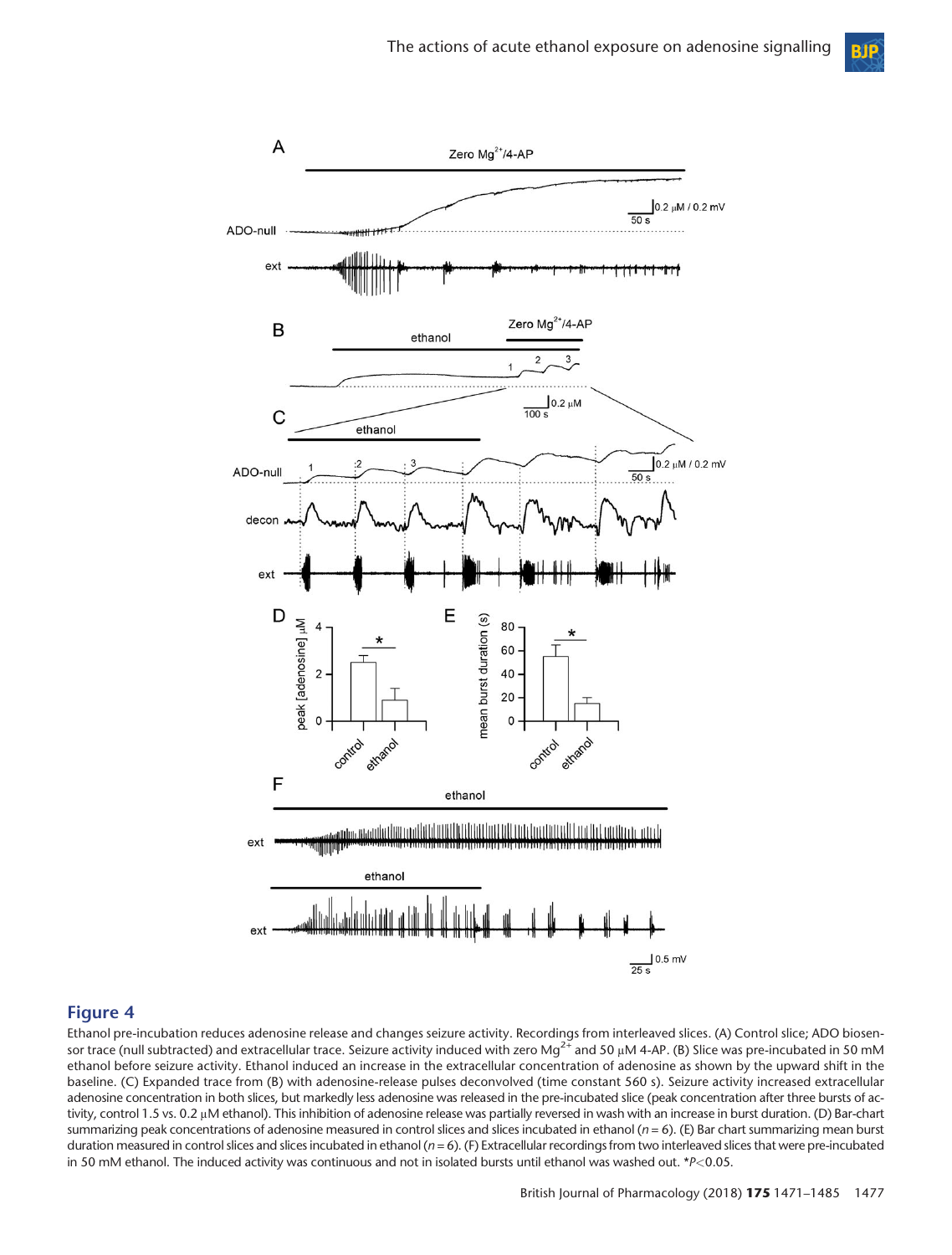## Figure 4

Ethanol pre-incubation reduces adenosine release and changes seizure activity. Recordings from interleaved slices. (A) Control slice; ADO biosensor trace (null subtracted) and extracellular trace. Seizure activity induced with zero $Mg^{2+}$ and 50 μM 4-AP. (B) Slice was pre-incubated in 50 mM ethanol before seizure activity. Ethanol induced an increase in the extracellular concentration of adenosine as shown by the upward shift in the baseline. (C) Expanded trace from (B) with adenosine-release pulses deconvolved (time constant 560 s). Seizure activity increased extracellular adenosine concentration in both slices, but markedly less adenosine was released in the pre-incubated slice (peak concentration after three bursts of activity, control 1.5 vs. 0.2 μM ethanol). This inhibition of adenosine release was partially reversed in wash with an increase in burst duration. (D) Bar-chart summarizing peak concentrations of adenosine measured in control slices and slices incubated in ethanol ($n = 6$). (E) Bar chart summarizing mean burst duration measured in control slices and slices incubated in ethanol ($n = 6$). (F) Extracellular recordings from two interleaved slices that were pre-incubated in 50 mM ethanol. The induced activity was continuous and not in isolated bursts until ethanol was washed out. *$P<0.05$.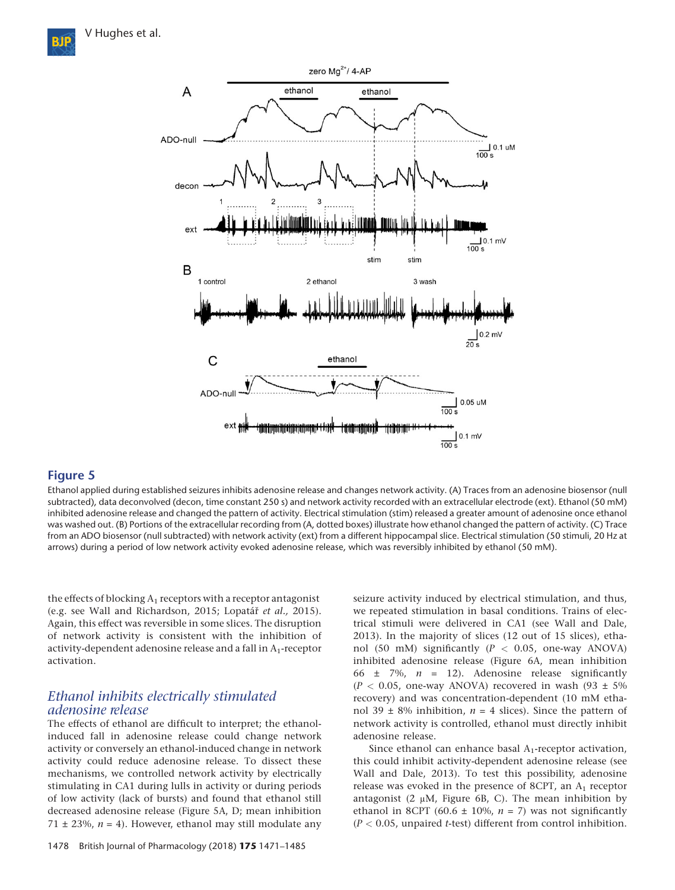**Figure 5**

Ethanol applied during established seizures inhibits adenosine release and changes network activity. (A) Traces from an adenosine biosensor (null subtracted), data deconvolved (decon, time constant 250 s) and network activity recorded with an extracellular electrode (ext). Ethanol (50 mM) inhibited adenosine release and changed the pattern of activity. Electrical stimulation (stim) released a greater amount of adenosine once ethanol was washed out. (B) Portions of the extracellular recording from (A, dotted boxes) illustrate how ethanol changed the pattern of activity. (C) Trace from an ADO biosensor (null subtracted) with network activity (ext) from a different hippocampal slice. Electrical stimulation (50 stimuli, 20 Hz at arrows) during a period of low network activity evoked adenosine release, which was reversibly inhibited by ethanol (50 mM).

the effects of blocking $A_1$ receptors with a receptor antagonist (e.g. see Wall and Richardson, 2015; Lopatář *et al.,* 2015). Again, this effect was reversible in some slices. The disruption of network activity is consistent with the inhibition of activity-dependent adenosine release and a fall in $A_1$-receptor activation.

## *Ethanol inhibits electrically stimulated adenosine release*

The effects of ethanol are difficult to interpret; the ethanol-induced fall in adenosine release could change network activity or conversely an ethanol-induced change in network activity could reduce adenosine release. To dissect these mechanisms, we controlled network activity by electrically stimulating in CA1 during lulls in activity or during periods of low activity (lack of bursts) and found that ethanol still decreased adenosine release (Figure 5A, D; mean inhibition 71 ± 23%, $n = 4$). However, ethanol may still modulate any seizure activity induced by electrical stimulation, and thus, we repeated stimulation in basal conditions. Trains of electrical stimuli were delivered in CA1 (see Wall and Dale, 2013). In the majority of slices (12 out of 15 slices), ethanol (50 mM) significantly ($P < 0.05$, one-way ANOVA) inhibited adenosine release (Figure 6A, mean inhibition 66 ± 7%, $n = 12$). Adenosine release significantly ($P < 0.05$, one-way ANOVA) recovered in wash (93 ± 5% recovery) and was concentration-dependent (10 mM ethanol 39 ± 8% inhibition, $n = 4$ slices). Since the pattern of network activity is controlled, ethanol must directly inhibit adenosine release.

Since ethanol can enhance basal $A_1$-receptor activation, this could inhibit activity-dependent adenosine release (see Wall and Dale, 2013). To test this possibility, adenosine release was evoked in the presence of 8CPT, an $A_1$ receptor antagonist (2 μM, Figure 6B, C). The mean inhibition by ethanol in 8CPT (60.6 ± 10%, $n = 7$) was not significantly ($P < 0.05$, unpaired *t*-test) different from control inhibition.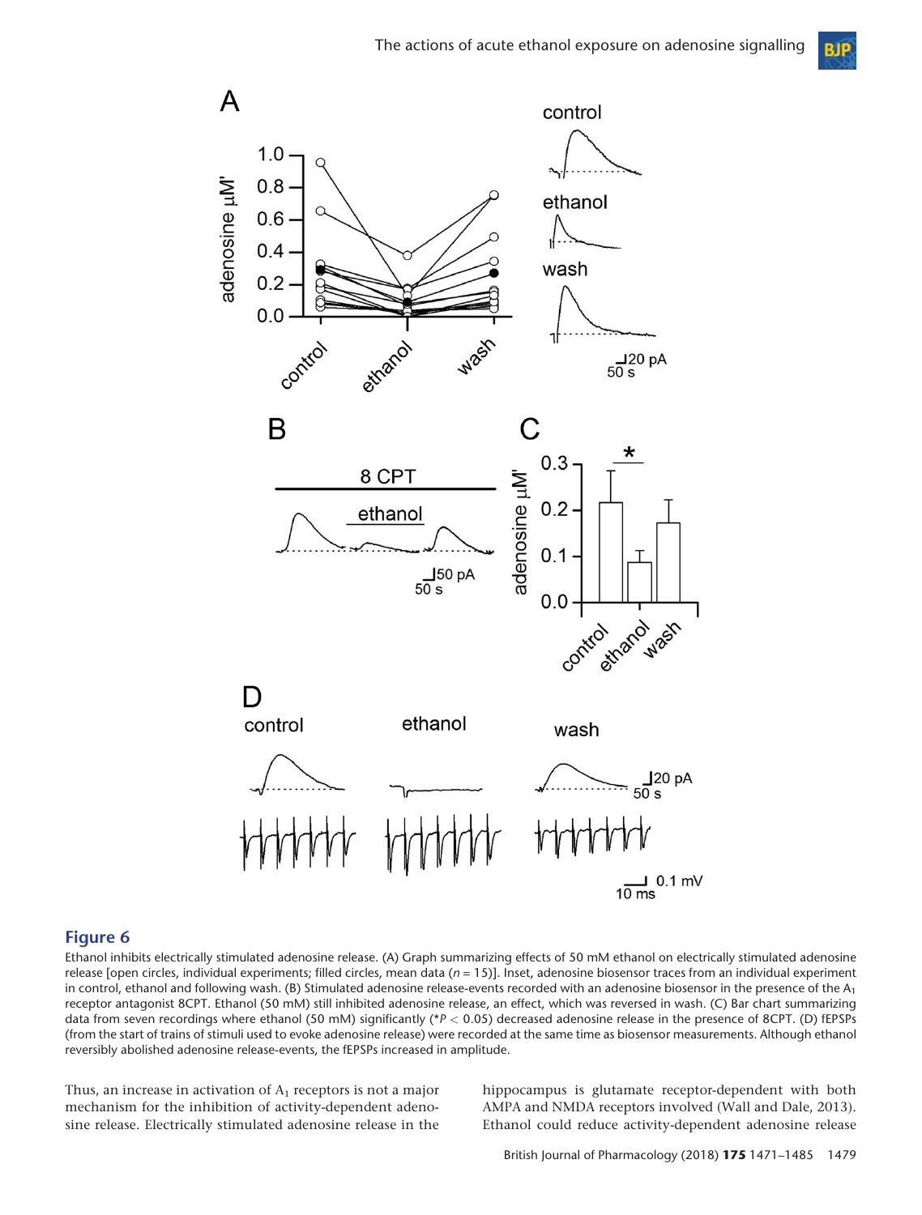## Figure 6

Ethanol inhibits electrically stimulated adenosine release. (A) Graph summarizing effects of 50 mM ethanol on electrically stimulated adenosine release [open circles, individual experiments; filled circles, mean data ($n$ = 15)]. Inset, adenosine biosensor traces from an individual experiment in control, ethanol and following wash. (B) Stimulated adenosine release-events recorded with an adenosine biosensor in the presence of the $A_1$ receptor antagonist 8CPT. Ethanol (50 mM) still inhibited adenosine release, an effect, which was reversed in wash. (C) Bar chart summarizing data from seven recordings where ethanol (50 mM) significantly (*$P < 0.05$) decreased adenosine release in the presence of 8CPT. (D) fEPSPs (from the start of trains of stimuli used to evoke adenosine release) were recorded at the same time as biosensor measurements. Although ethanol reversibly abolished adenosine release-events, the fEPSPs increased in amplitude.

Thus, an increase in activation of $A_1$ receptors is not a major mechanism for the inhibition of activity-dependent adenosine release. Electrically stimulated adenosine release in the hippocampus is glutamate receptor-dependent with both AMPA and NMDA receptors involved (Wall and Dale, 2013). Ethanol could reduce activity-dependent adenosine release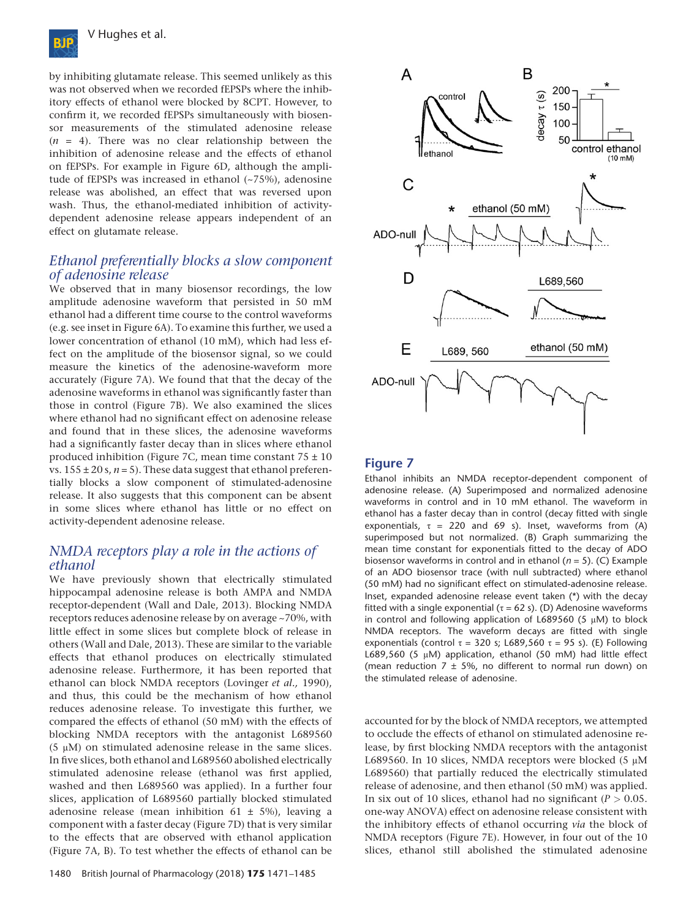by inhibiting glutamate release. This seemed unlikely as this was not observed when we recorded fEPSPs where the inhibitory effects of ethanol were blocked by 8CPT. However, to confirm it, we recorded fEPSPs simultaneously with biosensor measurements of the stimulated adenosine release ($n$ = 4). There was no clear relationship between the inhibition of adenosine release and the effects of ethanol on fEPSPs. For example in Figure 6D, although the amplitude of fEPSPs was increased in ethanol (~75%), adenosine release was abolished, an effect that was reversed upon wash. Thus, the ethanol-mediated inhibition of activity-dependent adenosine release appears independent of an effect on glutamate release.

## *Ethanol preferentially blocks a slow component of adenosine release*

We observed that in many biosensor recordings, the low amplitude adenosine waveform that persisted in 50 mM ethanol had a different time course to the control waveforms (e.g. see inset in Figure 6A). To examine this further, we used a lower concentration of ethanol (10 mM), which had less effect on the amplitude of the biosensor signal, so we could measure the kinetics of the adenosine-waveform more accurately (Figure 7A). We found that that the decay of the adenosine waveforms in ethanol was significantly faster than those in control (Figure 7B). We also examined the slices where ethanol had no significant effect on adenosine release and found that in these slices, the adenosine waveforms had a significantly faster decay than in slices where ethanol produced inhibition (Figure 7C, mean time constant 75 ± 10 vs. 155 ± 20 s, $n$ = 5). These data suggest that ethanol preferentially blocks a slow component of stimulated-adenosine release. It also suggests that this component can be absent in some slices where ethanol has little or no effect on activity-dependent adenosine release.

## *NMDA receptors play a role in the actions of ethanol*

We have previously shown that electrically stimulated hippocampal adenosine release is both AMPA and NMDA receptor-dependent (Wall and Dale, 2013). Blocking NMDA receptors reduces adenosine release by on average ~70%, with little effect in some slices but complete block of release in others (Wall and Dale, 2013). These are similar to the variable effects that ethanol produces on electrically stimulated adenosine release. Furthermore, it has been reported that ethanol can block NMDA receptors (Lovinger *et al.,* 1990), and thus, this could be the mechanism of how ethanol reduces adenosine release. To investigate this further, we compared the effects of ethanol (50 mM) with the effects of blocking NMDA receptors with the antagonist L689560 (5 μM) on stimulated adenosine release in the same slices. In five slices, both ethanol and L689560 abolished electrically stimulated adenosine release (ethanol was first applied, washed and then L689560 was applied). In a further four slices, application of L689560 partially blocked stimulated adenosine release (mean inhibition 61 ± 5%), leaving a component with a faster decay (Figure 7D) that is very similar to the effects that are observed with ethanol application (Figure 7A, B). To test whether the effects of ethanol can be accounted for by the block of NMDA receptors, we attempted to occlude the effects of ethanol on stimulated adenosine release, by first blocking NMDA receptors with the antagonist L689560. In 10 slices, NMDA receptors were blocked (5 μM L689560) that partially reduced the electrically stimulated release of adenosine, and then ethanol (50 mM) was applied. In six out of 10 slices, ethanol had no significant ($P$ > 0.05. one-way ANOVA) effect on adenosine release consistent with the inhibitory effects of ethanol occurring *via* the block of NMDA receptors (Figure 7E). However, in four out of the 10 slices, ethanol still abolished the stimulated adenosine

## Figure 7

Ethanol inhibits an NMDA receptor-dependent component of adenosine release. (A) Superimposed and normalized adenosine waveforms in control and in 10 mM ethanol. The waveform in ethanol has a faster decay than in control (decay fitted with single exponentials, τ = 220 and 69 s). Inset, waveforms from (A) superimposed but not normalized. (B) Graph summarizing the mean time constant for exponentials fitted to the decay of ADO biosensor waveforms in control and in ethanol ($n$ = 5). (C) Example of an ADO biosensor trace (with null subtracted) where ethanol (50 mM) had no significant effect on stimulated-adenosine release. Inset, expanded adenosine release event taken (*) with the decay fitted with a single exponential (τ = 62 s). (D) Adenosine waveforms in control and following application of L689560 (5 μM) to block NMDA receptors. The waveform decays are fitted with single exponentials (control τ = 320 s; L689,560 τ = 95 s). (E) Following L689,560 (5 μM) application, ethanol (50 mM) had little effect (mean reduction 7 ± 5%, no different to normal run down) on the stimulated release of adenosine.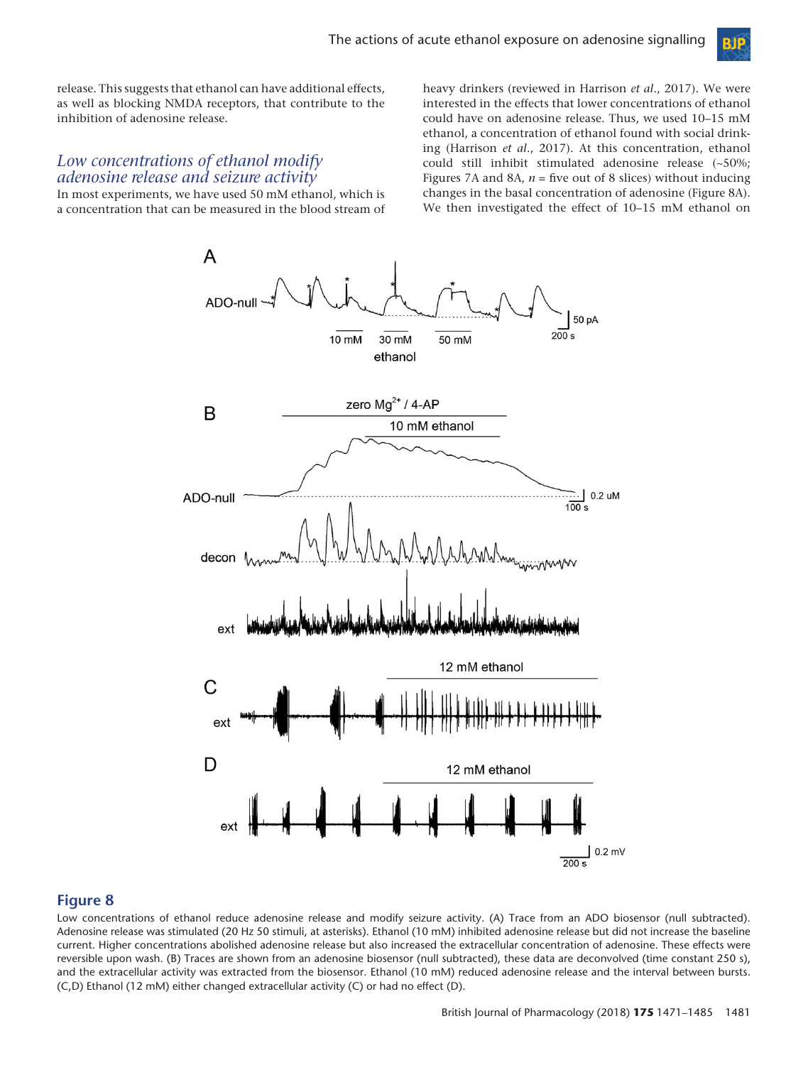release. This suggests that ethanol can have additional effects, as well as blocking NMDA receptors, that contribute to the inhibition of adenosine release.

## *Low concentrations of ethanol modify adenosine release and seizure activity*

In most experiments, we have used 50 mM ethanol, which is a concentration that can be measured in the blood stream of heavy drinkers (reviewed in Harrison *et al.*, 2017). We were interested in the effects that lower concentrations of ethanol could have on adenosine release. Thus, we used 10–15 mM ethanol, a concentration of ethanol found with social drinking (Harrison *et al.*, 2017). At this concentration, ethanol could still inhibit stimulated adenosine release (~50%; Figures 7A and 8A, $n$ = five out of 8 slices) without inducing changes in the basal concentration of adenosine (Figure 8A). We then investigated the effect of 10–15 mM ethanol on

**Figure 8**

Low concentrations of ethanol reduce adenosine release and modify seizure activity. (A) Trace from an ADO biosensor (null subtracted). Adenosine release was stimulated (20 Hz 50 stimuli, at asterisks). Ethanol (10 mM) inhibited adenosine release but did not increase the baseline current. Higher concentrations abolished adenosine release but also increased the extracellular concentration of adenosine. These effects were reversible upon wash. (B) Traces are shown from an adenosine biosensor (null subtracted), these data are deconvolved (time constant 250 s), and the extracellular activity was extracted from the biosensor. Ethanol (10 mM) reduced adenosine release and the interval between bursts. (C,D) Ethanol (12 mM) either changed extracellular activity (C) or had no effect (D).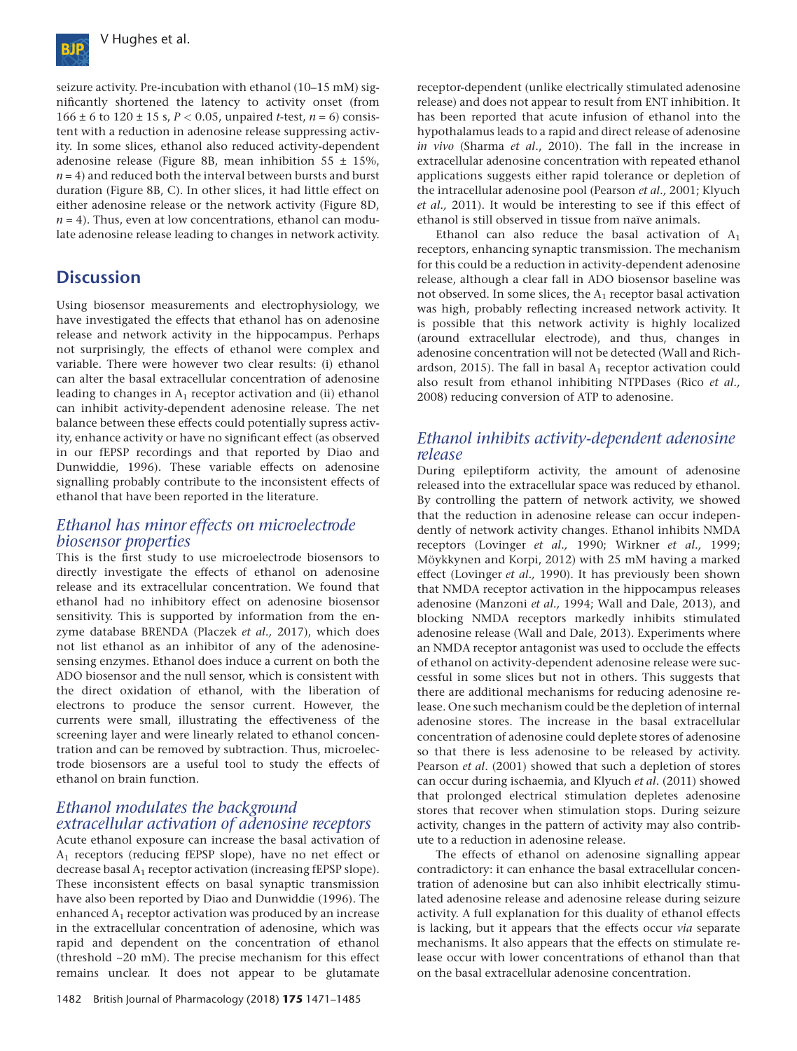seizure activity. Pre-incubation with ethanol (10–15 mM) significantly shortened the latency to activity onset (from 166 ± 6 to 120 ± 15 s, $P < 0.05$, unpaired *t*-test, $n = 6$) consistent with a reduction in adenosine release suppressing activity. In some slices, ethanol also reduced activity-dependent adenosine release (Figure 8B, mean inhibition 55 ± 15%, $n = 4$) and reduced both the interval between bursts and burst duration (Figure 8B, C). In other slices, it had little effect on either adenosine release or the network activity (Figure 8D, $n = 4$). Thus, even at low concentrations, ethanol can modulate adenosine release leading to changes in network activity.

## Discussion

Using biosensor measurements and electrophysiology, we have investigated the effects that ethanol has on adenosine release and network activity in the hippocampus. Perhaps not surprisingly, the effects of ethanol were complex and variable. There were however two clear results: (i) ethanol can alter the basal extracellular concentration of adenosine leading to changes in $A_1$ receptor activation and (ii) ethanol can inhibit activity-dependent adenosine release. The net balance between these effects could potentially supress activity, enhance activity or have no significant effect (as observed in our fEPSP recordings and that reported by Diao and Dunwiddie, 1996). These variable effects on adenosine signalling probably contribute to the inconsistent effects of ethanol that have been reported in the literature.

### *Ethanol has minor effects on microelectrode biosensor properties*

This is the first study to use microelectrode biosensors to directly investigate the effects of ethanol on adenosine release and its extracellular concentration. We found that ethanol had no inhibitory effect on adenosine biosensor sensitivity. This is supported by information from the enzyme database BRENDA (Placzek *et al.,* 2017), which does not list ethanol as an inhibitor of any of the adenosine-sensing enzymes. Ethanol does induce a current on both the ADO biosensor and the null sensor, which is consistent with the direct oxidation of ethanol, with the liberation of electrons to produce the sensor current. However, the currents were small, illustrating the effectiveness of the screening layer and were linearly related to ethanol concentration and can be removed by subtraction. Thus, microelectrode biosensors are a useful tool to study the effects of ethanol on brain function.

### *Ethanol modulates the background extracellular activation of adenosine receptors*

Acute ethanol exposure can increase the basal activation of $A_1$ receptors (reducing fEPSP slope), have no net effect or decrease basal $A_1$ receptor activation (increasing fEPSP slope). These inconsistent effects on basal synaptic transmission have also been reported by Diao and Dunwiddie (1996). The enhanced $A_1$ receptor activation was produced by an increase in the extracellular concentration of adenosine, which was rapid and dependent on the concentration of ethanol (threshold ~20 mM). The precise mechanism for this effect remains unclear. It does not appear to be glutamate receptor-dependent (unlike electrically stimulated adenosine release) and does not appear to result from ENT inhibition. It has been reported that acute infusion of ethanol into the hypothalamus leads to a rapid and direct release of adenosine *in vivo* (Sharma *et al*., 2010). The fall in the increase in extracellular adenosine concentration with repeated ethanol applications suggests either rapid tolerance or depletion of the intracellular adenosine pool (Pearson *et al.,* 2001; Klyuch *et al.,* 2011). It would be interesting to see if this effect of ethanol is still observed in tissue from naïve animals.

Ethanol can also reduce the basal activation of $A_1$ receptors, enhancing synaptic transmission. The mechanism for this could be a reduction in activity-dependent adenosine release, although a clear fall in ADO biosensor baseline was not observed. In some slices, the $A_1$ receptor basal activation was high, probably reflecting increased network activity. It is possible that this network activity is highly localized (around extracellular electrode), and thus, changes in adenosine concentration will not be detected (Wall and Richardson, 2015). The fall in basal $A_1$ receptor activation could also result from ethanol inhibiting NTPDases (Rico *et al.,* 2008) reducing conversion of ATP to adenosine.

### *Ethanol inhibits activity-dependent adenosine release*

During epileptiform activity, the amount of adenosine released into the extracellular space was reduced by ethanol. By controlling the pattern of network activity, we showed that the reduction in adenosine release can occur independently of network activity changes. Ethanol inhibits NMDA receptors (Lovinger *et al.,* 1990; Wirkner *et al.,* 1999; Möykkynen and Korpi, 2012) with 25 mM having a marked effect (Lovinger *et al.,* 1990). It has previously been shown that NMDA receptor activation in the hippocampus releases adenosine (Manzoni *et al.,* 1994; Wall and Dale, 2013), and blocking NMDA receptors markedly inhibits stimulated adenosine release (Wall and Dale, 2013). Experiments where an NMDA receptor antagonist was used to occlude the effects of ethanol on activity-dependent adenosine release were successful in some slices but not in others. This suggests that there are additional mechanisms for reducing adenosine release. One such mechanism could be the depletion of internal adenosine stores. The increase in the basal extracellular concentration of adenosine could deplete stores of adenosine so that there is less adenosine to be released by activity. Pearson *et al*. (2001) showed that such a depletion of stores can occur during ischaemia, and Klyuch *et al*. (2011) showed that prolonged electrical stimulation depletes adenosine stores that recover when stimulation stops. During seizure activity, changes in the pattern of activity may also contribute to a reduction in adenosine release.

The effects of ethanol on adenosine signalling appear contradictory: it can enhance the basal extracellular concentration of adenosine but can also inhibit electrically stimulated adenosine release and adenosine release during seizure activity. A full explanation for this duality of ethanol effects is lacking, but it appears that the effects occur *via* separate mechanisms. It also appears that the effects on stimulate release occur with lower concentrations of ethanol than that on the basal extracellular adenosine concentration.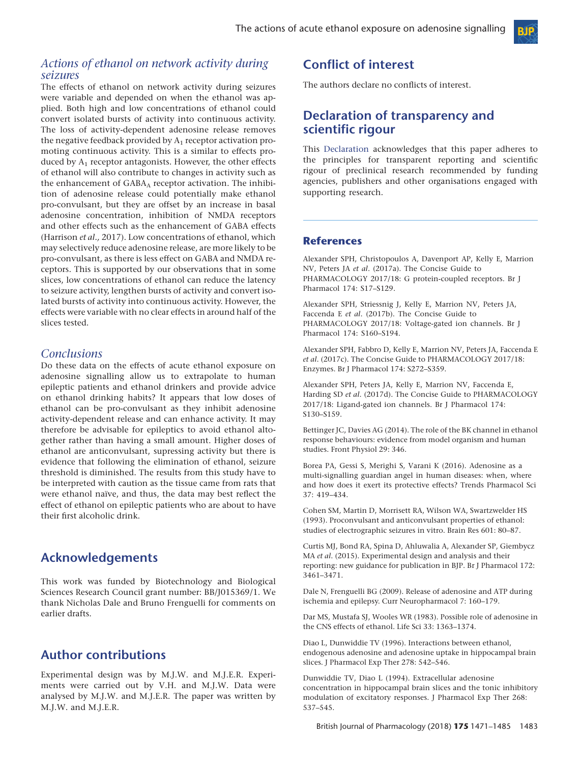### *Actions of ethanol on network activity during seizures*

The effects of ethanol on network activity during seizures were variable and depended on when the ethanol was applied. Both high and low concentrations of ethanol could convert isolated bursts of activity into continuous activity. The loss of activity-dependent adenosine release removes the negative feedback provided by $A_1$ receptor activation promoting continuous activity. This is a similar to effects produced by $A_1$ receptor antagonists. However, the other effects of ethanol will also contribute to changes in activity such as the enhancement of $GABA_A$ receptor activation. The inhibition of adenosine release could potentially make ethanol pro-convulsant, but they are offset by an increase in basal adenosine concentration, inhibition of NMDA receptors and other effects such as the enhancement of GABA effects (Harrison *et al.,* 2017). Low concentrations of ethanol, which may selectively reduce adenosine release, are more likely to be pro-convulsant, as there is less effect on GABA and NMDA receptors. This is supported by our observations that in some slices, low concentrations of ethanol can reduce the latency to seizure activity, lengthen bursts of activity and convert isolated bursts of activity into continuous activity. However, the effects were variable with no clear effects in around half of the slices tested.

### *Conclusions*

Do these data on the effects of acute ethanol exposure on adenosine signalling allow us to extrapolate to human epileptic patients and ethanol drinkers and provide advice on ethanol drinking habits? It appears that low doses of ethanol can be pro-convulsant as they inhibit adenosine activity-dependent release and can enhance activity. It may therefore be advisable for epileptics to avoid ethanol altogether rather than having a small amount. Higher doses of ethanol are anticonvulsant, supressing activity but there is evidence that following the elimination of ethanol, seizure threshold is diminished. The results from this study have to be interpreted with caution as the tissue came from rats that were ethanol naïve, and thus, the data may best reflect the effect of ethanol on epileptic patients who are about to have their first alcoholic drink.

## Acknowledgements

This work was funded by Biotechnology and Biological Sciences Research Council grant number: BB/J015369/1. We thank Nicholas Dale and Bruno Frenguelli for comments on earlier drafts.

## Author contributions

Experimental design was by M.J.W. and M.J.E.R. Experiments were carried out by V.H. and M.J.W. Data were analysed by M.J.W. and M.J.E.R. The paper was written by M.J.W. and M.J.E.R.

## Conflict of interest

The authors declare no conflicts of interest.

## Declaration of transparency and scientific rigour

This Declaration acknowledges that this paper adheres to the principles for transparent reporting and scientific rigour of preclinical research recommended by funding agencies, publishers and other organisations engaged with supporting research.

### References

Alexander SPH, Christopoulos A, Davenport AP, Kelly E, Marrion NV, Peters JA *et al*. (2017a). The Concise Guide to PHARMACOLOGY 2017/18: G protein-coupled receptors. Br J Pharmacol 174: S17–S129.

Alexander SPH, Striessnig J, Kelly E, Marrion NV, Peters JA, Faccenda E *et al*. (2017b). The Concise Guide to PHARMACOLOGY 2017/18: Voltage-gated ion channels. Br J Pharmacol 174: S160–S194.

Alexander SPH, Fabbro D, Kelly E, Marrion NV, Peters JA, Faccenda E *et al*. (2017c). The Concise Guide to PHARMACOLOGY 2017/18: Enzymes. Br J Pharmacol 174: S272–S359.

Alexander SPH, Peters JA, Kelly E, Marrion NV, Faccenda E, Harding SD *et al*. (2017d). The Concise Guide to PHARMACOLOGY 2017/18: Ligand-gated ion channels. Br J Pharmacol 174: S130–S159.

Bettinger JC, Davies AG (2014). The role of the BK channel in ethanol response behaviours: evidence from model organism and human studies. Front Physiol 29: 346.

Borea PA, Gessi S, Merighi S, Varani K (2016). Adenosine as a multi-signalling guardian angel in human diseases: when, where and how does it exert its protective effects? Trends Pharmacol Sci 37: 419–434.

Cohen SM, Martin D, Morrisett RA, Wilson WA, Swartzwelder HS (1993). Proconvulsant and anticonvulsant properties of ethanol: studies of electrographic seizures in vitro. Brain Res 601: 80–87.

Curtis MJ, Bond RA, Spina D, Ahluwalia A, Alexander SP, Giembycz MA *et al*. (2015). Experimental design and analysis and their reporting: new guidance for publication in BJP. Br J Pharmacol 172: 3461–3471.

Dale N, Frenguelli BG (2009). Release of adenosine and ATP during ischemia and epilepsy. Curr Neuropharmacol 7: 160–179.

Dar MS, Mustafa SJ, Wooles WR (1983). Possible role of adenosine in the CNS effects of ethanol. Life Sci 33: 1363–1374.

Diao L, Dunwiddie TV (1996). Interactions between ethanol, endogenous adenosine and adenosine uptake in hippocampal brain slices. J Pharmacol Exp Ther 278: 542–546.

Dunwiddie TV, Diao L (1994). Extracellular adenosine concentration in hippocampal brain slices and the tonic inhibitory modulation of excitatory responses. J Pharmacol Exp Ther 268: 537–545.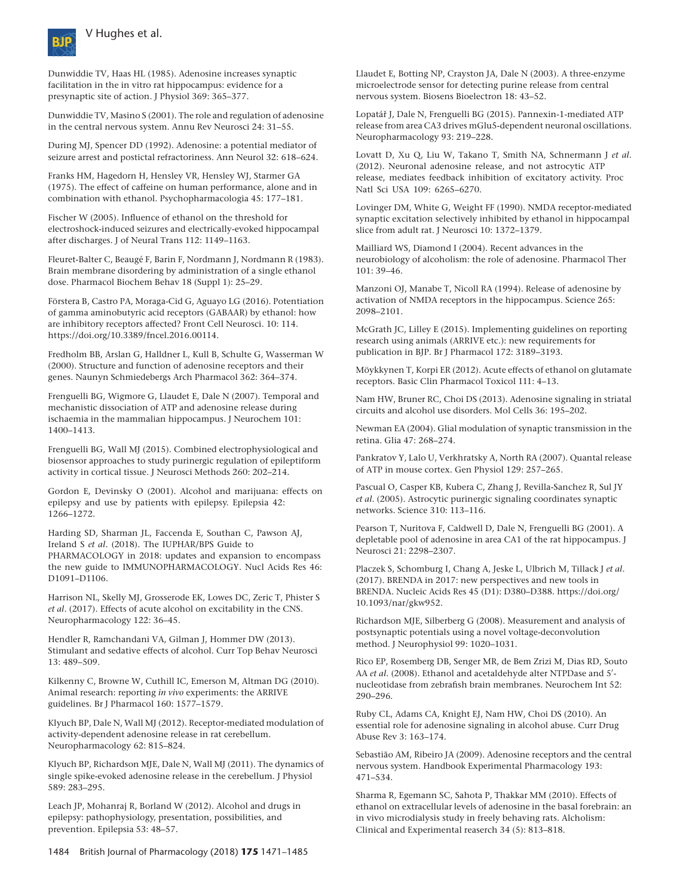Dunwiddie TV, Haas HL (1985). Adenosine increases synaptic facilitation in the in vitro rat hippocampus: evidence for a presynaptic site of action. J Physiol 369: 365–377.

Dunwiddie TV, Masino S (2001). The role and regulation of adenosine in the central nervous system. Annu Rev Neurosci 24: 31–55.

During MJ, Spencer DD (1992). Adenosine: a potential mediator of seizure arrest and postictal refractoriness. Ann Neurol 32: 618–624.

Franks HM, Hagedorn H, Hensley VR, Hensley WJ, Starmer GA (1975). The effect of caffeine on human performance, alone and in combination with ethanol. Psychopharmacologia 45: 177–181.

Fischer W (2005). Influence of ethanol on the threshold for electroshock-induced seizures and electrically-evoked hippocampal after discharges. J of Neural Trans 112: 1149–1163.

Fleuret-Balter C, Beaugé F, Barin F, Nordmann J, Nordmann R (1983). Brain membrane disordering by administration of a single ethanol dose. Pharmacol Biochem Behav 18 (Suppl 1): 25–29.

Förstera B, Castro PA, Moraga-Cid G, Aguayo LG (2016). Potentiation of gamma aminobutyric acid receptors (GABAAR) by ethanol: how are inhibitory receptors affected? Front Cell Neurosci. 10: 114. https://doi.org/10.3389/fncel.2016.00114.

Fredholm BB, Arslan G, Halldner L, Kull B, Schulte G, Wasserman W (2000). Structure and function of adenosine receptors and their genes. Naunyn Schmiedebergs Arch Pharmacol 362: 364–374.

Frenguelli BG, Wigmore G, Llaudet E, Dale N (2007). Temporal and mechanistic dissociation of ATP and adenosine release during ischaemia in the mammalian hippocampus. J Neurochem 101: 1400–1413.

Frenguelli BG, Wall MJ (2015). Combined electrophysiological and biosensor approaches to study purinergic regulation of epileptiform activity in cortical tissue. J Neurosci Methods 260: 202–214.

Gordon E, Devinsky O (2001). Alcohol and marijuana: effects on epilepsy and use by patients with epilepsy. Epilepsia 42: 1266–1272.

Harding SD, Sharman JL, Faccenda E, Southan C, Pawson AJ, Ireland S *et al*. (2018). The IUPHAR/BPS Guide to PHARMACOLOGY in 2018: updates and expansion to encompass the new guide to IMMUNOPHARMACOLOGY. Nucl Acids Res 46: D1091–D1106.

Harrison NL, Skelly MJ, Grosserode EK, Lowes DC, Zeric T, Phister S *et al*. (2017). Effects of acute alcohol on excitability in the CNS. Neuropharmacology 122: 36–45.

Hendler R, Ramchandani VA, Gilman J, Hommer DW (2013). Stimulant and sedative effects of alcohol. Curr Top Behav Neurosci 13: 489–509.

Kilkenny C, Browne W, Cuthill IC, Emerson M, Altman DG (2010). Animal research: reporting *in vivo* experiments: the ARRIVE guidelines. Br J Pharmacol 160: 1577–1579.

Klyuch BP, Dale N, Wall MJ (2012). Receptor-mediated modulation of activity-dependent adenosine release in rat cerebellum. Neuropharmacology 62: 815–824.

Klyuch BP, Richardson MJE, Dale N, Wall MJ (2011). The dynamics of single spike-evoked adenosine release in the cerebellum. J Physiol 589: 283–295.

Leach JP, Mohanraj R, Borland W (2012). Alcohol and drugs in epilepsy: pathophysiology, presentation, possibilities, and prevention. Epilepsia 53: 48–57.

Llaudet E, Botting NP, Crayston JA, Dale N (2003). A three-enzyme microelectrode sensor for detecting purine release from central nervous system. Biosens Bioelectron 18: 43–52.

Lopatář J, Dale N, Frenguelli BG (2015). Pannexin-1-mediated ATP release from area CA3 drives mGlu5-dependent neuronal oscillations. Neuropharmacology 93: 219–228.

Lovatt D, Xu Q, Liu W, Takano T, Smith NA, Schnermann J *et al*. (2012). Neuronal adenosine release, and not astrocytic ATP release, mediates feedback inhibition of excitatory activity. Proc Natl Sci USA 109: 6265–6270.

Lovinger DM, White G, Weight FF (1990). NMDA receptor-mediated synaptic excitation selectively inhibited by ethanol in hippocampal slice from adult rat. J Neurosci 10: 1372–1379.

Mailliard WS, Diamond I (2004). Recent advances in the neurobiology of alcoholism: the role of adenosine. Pharmacol Ther 101: 39–46.

Manzoni OJ, Manabe T, Nicoll RA (1994). Release of adenosine by activation of NMDA receptors in the hippocampus. Science 265: 2098–2101.

McGrath JC, Lilley E (2015). Implementing guidelines on reporting research using animals (ARRIVE etc.): new requirements for publication in BJP. Br J Pharmacol 172: 3189–3193.

Möykkynen T, Korpi ER (2012). Acute effects of ethanol on glutamate receptors. Basic Clin Pharmacol Toxicol 111: 4–13.

Nam HW, Bruner RC, Choi DS (2013). Adenosine signaling in striatal circuits and alcohol use disorders. Mol Cells 36: 195–202.

Newman EA (2004). Glial modulation of synaptic transmission in the retina. Glia 47: 268–274.

Pankratov Y, Lalo U, Verkhratsky A, North RA (2007). Quantal release of ATP in mouse cortex. Gen Physiol 129: 257–265.

Pascual O, Casper KB, Kubera C, Zhang J, Revilla-Sanchez R, Sul JY *et al*. (2005). Astrocytic purinergic signaling coordinates synaptic networks. Science 310: 113–116.

Pearson T, Nuritova F, Caldwell D, Dale N, Frenguelli BG (2001). A depletable pool of adenosine in area CA1 of the rat hippocampus. J Neurosci 21: 2298–2307.

Placzek S, Schomburg I, Chang A, Jeske L, Ulbrich M, Tillack J *et al*. (2017). BRENDA in 2017: new perspectives and new tools in BRENDA. Nucleic Acids Res 45 (D1): D380–D388. https://doi.org/10.1093/nar/gkw952.

Richardson MJE, Silberberg G (2008). Measurement and analysis of postsynaptic potentials using a novel voltage-deconvolution method. J Neurophysiol 99: 1020–1031.

Rico EP, Rosemberg DB, Senger MR, de Bem Zrizi M, Dias RD, Souto AA *et al*. (2008). Ethanol and acetaldehyde alter NTPDase and 5′-nucleotidase from zebrafish brain membranes. Neurochem Int 52: 290–296.

Ruby CL, Adams CA, Knight EJ, Nam HW, Choi DS (2010). An essential role for adenosine signaling in alcohol abuse. Curr Drug Abuse Rev 3: 163–174.

Sebastião AM, Ribeiro JA (2009). Adenosine receptors and the central nervous system. Handbook Experimental Pharmacology 193: 471–534.

Sharma R, Egemann SC, Sahota P, Thakkar MM (2010). Effects of ethanol on extracellular levels of adenosine in the basal forebrain: an in vivo microdialysis study in freely behaving rats. Alcholism: Clinical and Experimental reaserch 34 (5): 813–818.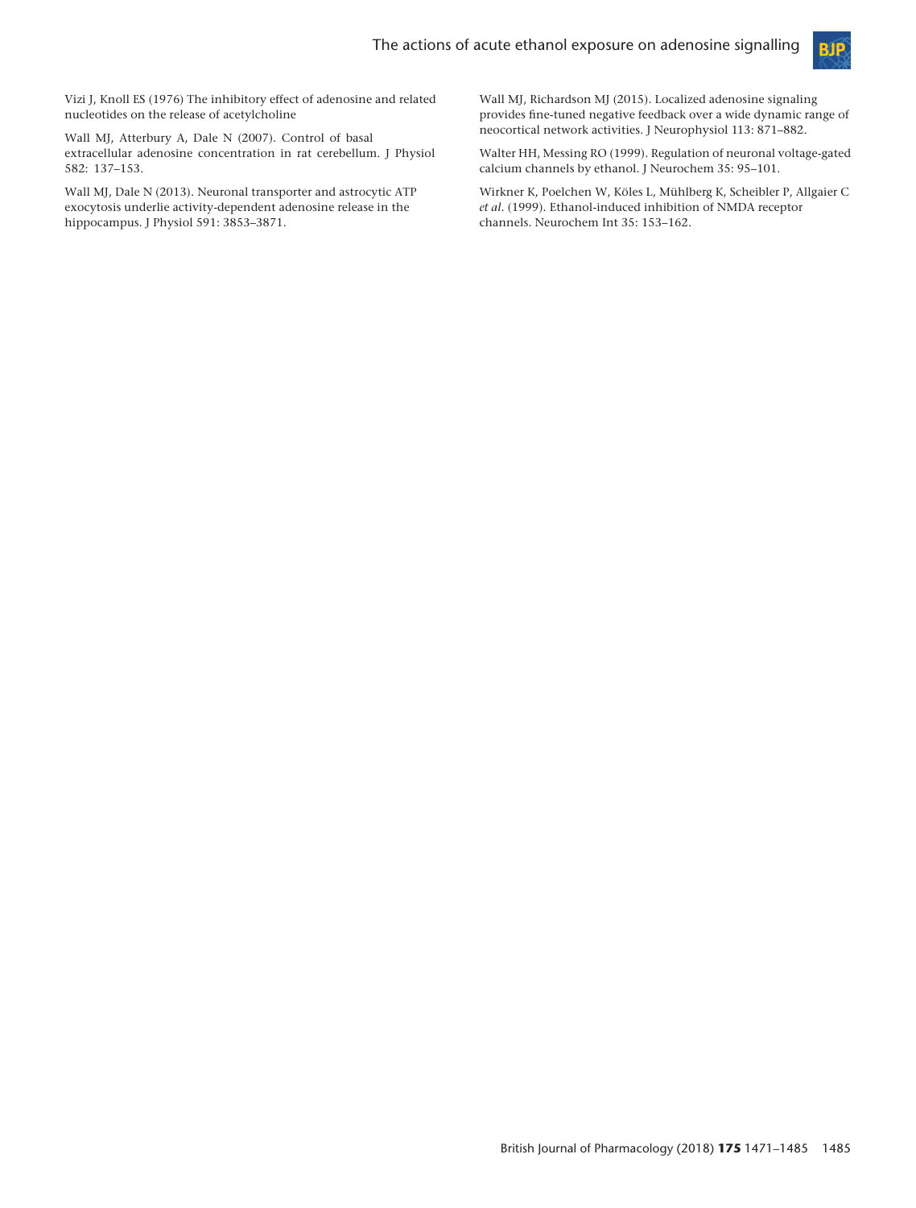Vizi J, Knoll ES (1976) The inhibitory effect of adenosine and related nucleotides on the release of acetylcholine

Wall MJ, Atterbury A, Dale N (2007). Control of basal extracellular adenosine concentration in rat cerebellum. J Physiol 582: 137–153.

Wall MJ, Dale N (2013). Neuronal transporter and astrocytic ATP exocytosis underlie activity-dependent adenosine release in the hippocampus. J Physiol 591: 3853–3871.

Wall MJ, Richardson MJ (2015). Localized adenosine signaling provides fine-tuned negative feedback over a wide dynamic range of neocortical network activities. J Neurophysiol 113: 871–882.

Walter HH, Messing RO (1999). Regulation of neuronal voltage-gated calcium channels by ethanol. J Neurochem 35: 95–101.

Wirkner K, Poelchen W, Köles L, Mühlberg K, Scheibler P, Allgaier C *et al.* (1999). Ethanol-induced inhibition of NMDA receptor channels. Neurochem Int 35: 153–162.